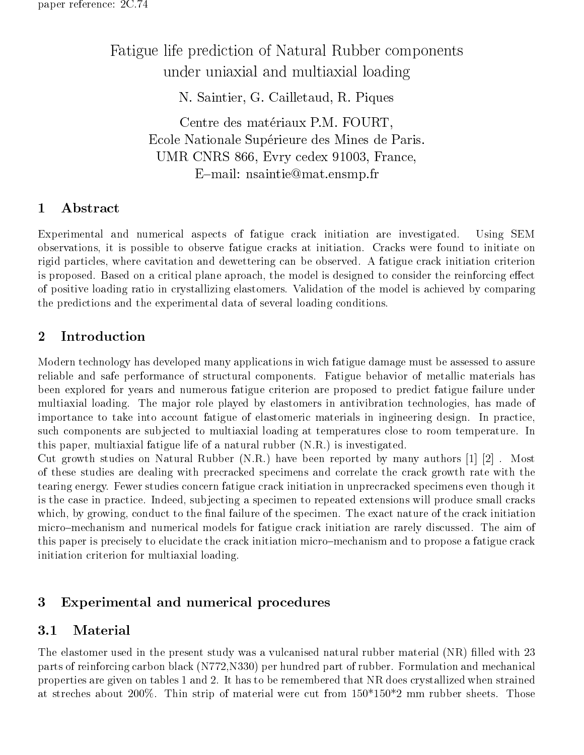paper reference: 2C.74

# Fatigue life prediction of Natural Rubber components under uniaxial and multiaxial loading

N. Saintier, G. Cailletaud, R. Piques

Centre des matériaux P.M. FOURT,
Ecole Nationale Supérieure des Mines de Paris.
UMR CNRS 866, Evry cedex 91003, France,
E–mail: nsaintie@mat.ensmp.fr

## 1 Abstract

Experimental and numerical aspects of fatigue crack initiation are investigated. Using SEM observations, it is possible to observe fatigue cracks at initiation. Cracks were found to initiate on rigid particles, where cavitation and dewettering can be observed. A fatigue crack initiation criterion is proposed. Based on a critical plane aproach, the model is designed to consider the reinforcing effect of positive loading ratio in crystallizing elastomers. Validation of the model is achieved by comparing the predictions and the experimental data of several loading conditions.

## 2 Introduction

Modern technology has developed many applications in wich fatigue damage must be assessed to assure reliable and safe performance of structural components. Fatigue behavior of metallic materials has been explored for years and numerous fatigue criterion are proposed to predict fatigue failure under multiaxial loading. The major role played by elastomers in antivibration technologies, has made of importance to take into account fatigue of elastomeric materials in engineering design. In practice, such components are subjected to multiaxial loading at temperatures close to room temperature. In this paper, multiaxial fatigue life of a natural rubber (N.R.) is investigated.

Cut growth studies on Natural Rubber (N.R.) have been reported by many authors [1] [2] . Most of these studies are dealing with precracked specimens and correlate the crack growth rate with the tearing energy. Fewer studies concern fatigue crack initiation in unprecracked specimens even though it is the case in practice. Indeed, subjecting a specimen to repeated extensions will produce small cracks which, by growing, conduct to the final failure of the specimen. The exact nature of the crack initiation micro–mechanism and numerical models for fatigue crack initiation are rarely discussed. The aim of this paper is precisely to elucidate the crack initiation micro–mechanism and to propose a fatigue crack initiation criterion for multiaxial loading.

## 3 Experimental and numerical procedures

### 3.1 Material

The elastomer used in the present study was a vulcanised natural rubber material (NR) filled with 23 parts of reinforcing carbon black (N772,N330) per hundred part of rubber. Formulation and mechanical properties are given on tables 1 and 2. It has to be remembered that NR does crystallized when strained at streches about 200%. Thin strip of material were cut from 150*150*2 mm rubber sheets. Those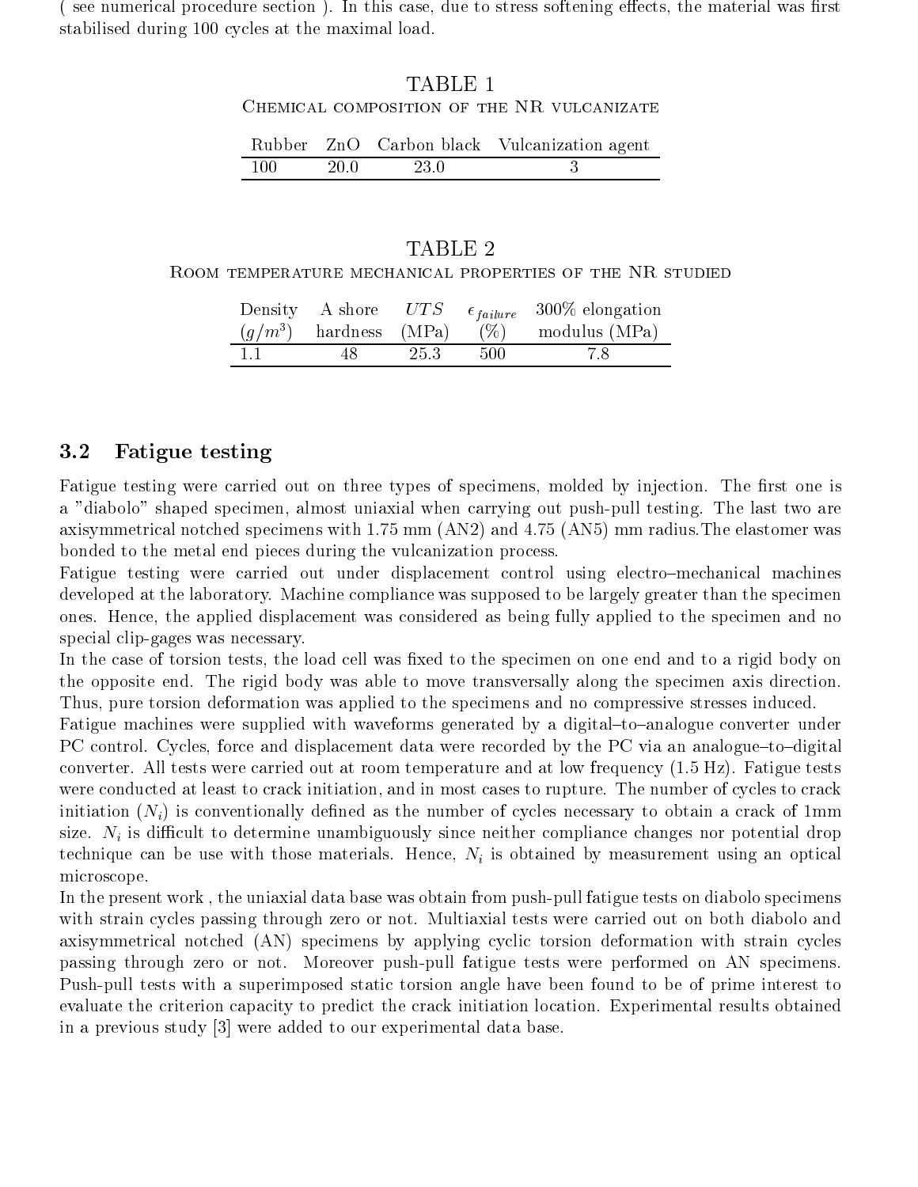( see numerical procedure section ). In this case, due to stress softening effects, the material was first stabilised during 100 cycles at the maximal load.

TABLE 1
Chemical composition of the NR vulcanizate

| Rubber | ZnO | Carbon black | Vulcanization agent |
|---|---|---|---|
| 100 | 20.0 | 23.0 | 3 |

TABLE 2
Room temperature mechanical properties of the NR studied

| Density ($g/m^3$) | A shore hardness | $UTS$ (MPa) | $\epsilon_{failure}$ (%) | 300% elongation modulus (MPa) |
|---|---|---|---|---|
| 1.1 | 48 | 25.3 | 500 | 7.8 |

## 3.2 Fatigue testing

Fatigue testing were carried out on three types of specimens, molded by injection. The first one is a "diabolo" shaped specimen, almost uniaxial when carrying out push-pull testing. The last two are axisymmetrical notched specimens with 1.75 mm (AN2) and 4.75 (AN5) mm radius.The elastomer was bonded to the metal end pieces during the vulcanization process.

Fatigue testing were carried out under displacement control using electro–mechanical machines developed at the laboratory. Machine compliance was supposed to be largely greater than the specimen ones. Hence, the applied displacement was considered as being fully applied to the specimen and no special clip-gages was necessary.

In the case of torsion tests, the load cell was fixed to the specimen on one end and to a rigid body on the opposite end. The rigid body was able to move transversally along the specimen axis direction. Thus, pure torsion deformation was applied to the specimens and no compressive stresses induced.

Fatigue machines were supplied with waveforms generated by a digital–to–analogue converter under PC control. Cycles, force and displacement data were recorded by the PC via an analogue–to–digital converter. All tests were carried out at room temperature and at low frequency (1.5 Hz). Fatigue tests were conducted at least to crack initiation, and in most cases to rupture. The number of cycles to crack initiation ($N_i$) is conventionally defined as the number of cycles necessary to obtain a crack of 1mm size. $N_i$ is difficult to determine unambiguously since neither compliance changes nor potential drop technique can be use with those materials. Hence, $N_i$ is obtained by measurement using an optical microscope.

In the present work , the uniaxial data base was obtain from push-pull fatigue tests on diabolo specimens with strain cycles passing through zero or not. Multiaxial tests were carried out on both diabolo and axisymmetrical notched (AN) specimens by applying cyclic torsion deformation with strain cycles passing through zero or not. Moreover push-pull fatigue tests were performed on AN specimens. Push-pull tests with a superimposed static torsion angle have been found to be of prime interest to evaluate the criterion capacity to predict the crack initiation location. Experimental results obtained in a previous study [3] were added to our experimental data base.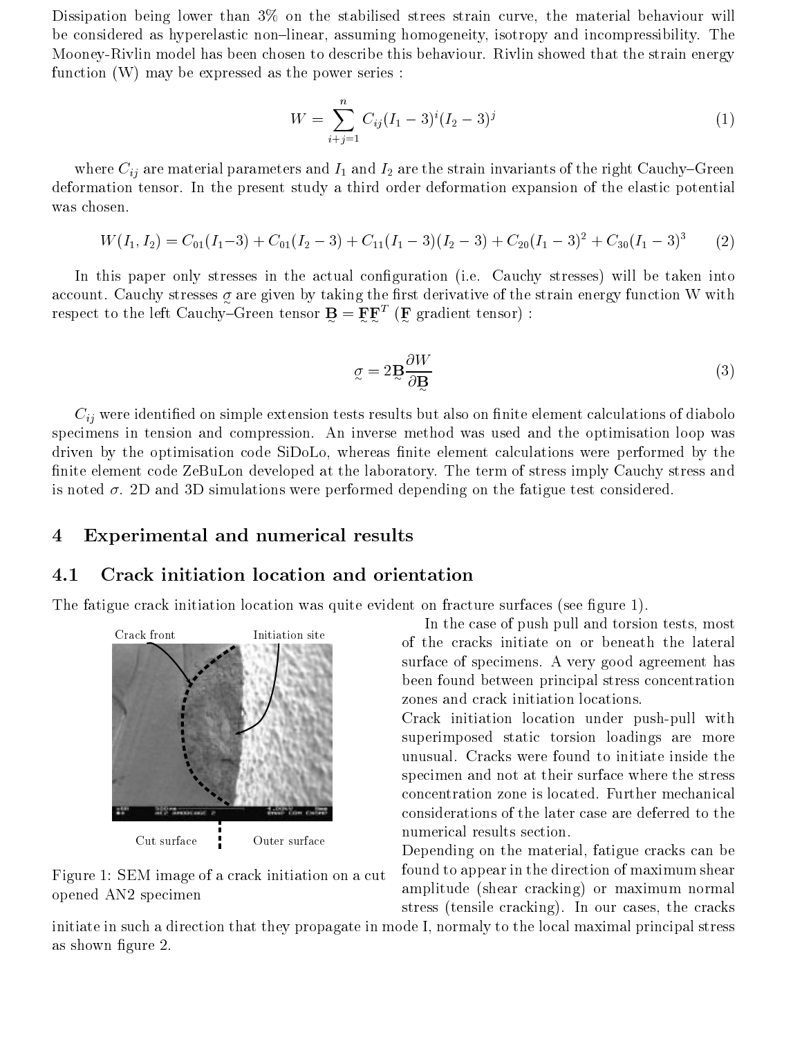Dissipation being lower than 3% on the stabilised strees strain curve, the material behaviour will be considered as hyperelastic non–linear, assuming homogeneity, isotropy and incompressibility. The Mooney-Rivlin model has been chosen to describe this behaviour. Rivlin showed that the strain energy function (W) may be expressed as the power series :

$$W = \sum_{i+j=1}^{n} C_{ij}(I_1 - 3)^i (I_2 - 3)^j \tag{1}$$

where $C_{ij}$ are material parameters and $I_1$ and $I_2$ are the strain invariants of the right Cauchy–Green deformation tensor. In the present study a third order deformation expansion of the elastic potential was chosen.

$$W(I_1, I_2) = C_{01}(I_1 - 3) + C_{01}(I_2 - 3) + C_{11}(I_1 - 3)(I_2 - 3) + C_{20}(I_1 - 3)^2 + C_{30}(I_1 - 3)^3 \tag{2}$$

In this paper only stresses in the actual configuration (i.e. Cauchy stresses) will be taken into account. Cauchy stresses $\underset{\sim}{\sigma}$ are given by taking the first derivative of the strain energy function W with respect to the left Cauchy–Green tensor $\underset{\sim}{\mathbf{B}} = \underset{\sim}{\mathbf{F}}\underset{\sim}{\mathbf{F}}^T$ ($\underset{\sim}{\mathbf{F}}$ gradient tensor) :

$$\underset{\sim}{\sigma} = 2\underset{\sim}{\mathbf{B}}\frac{\partial W}{\partial \underset{\sim}{\mathbf{B}}} \tag{3}$$

$C_{ij}$ were identified on simple extension tests results but also on finite element calculations of diabolo specimens in tension and compression. An inverse method was used and the optimisation loop was driven by the optimisation code SiDoLo, whereas finite element calculations were performed by the finite element code ZeBuLon developed at the laboratory. The term of stress imply Cauchy stress and is noted $\sigma$. 2D and 3D simulations were performed depending on the fatigue test considered.

## 4 Experimental and numerical results

### 4.1 Crack initiation location and orientation

The fatigue crack initiation location was quite evident on fracture surfaces (see figure 1).

Crack front — Initiation site

Cut surface — Outer surface

Figure 1: SEM image of a crack initiation on a cut opened AN2 specimen

In the case of push pull and torsion tests, most of the cracks initiate on or beneath the lateral surface of specimens. A very good agreement has been found between principal stress concentration zones and crack initiation locations.

Crack initiation location under push-pull with superimposed static torsion loadings are more unusual. Cracks were found to initiate inside the specimen and not at their surface where the stress concentration zone is located. Further mechanical considerations of the later case are deferred to the numerical results section.

Depending on the material, fatigue cracks can be found to appear in the direction of maximum shear amplitude (shear cracking) or maximum normal stress (tensile cracking). In our cases, the cracks initiate in such a direction that they propagate in mode I, normaly to the local maximal principal stress as shown figure 2.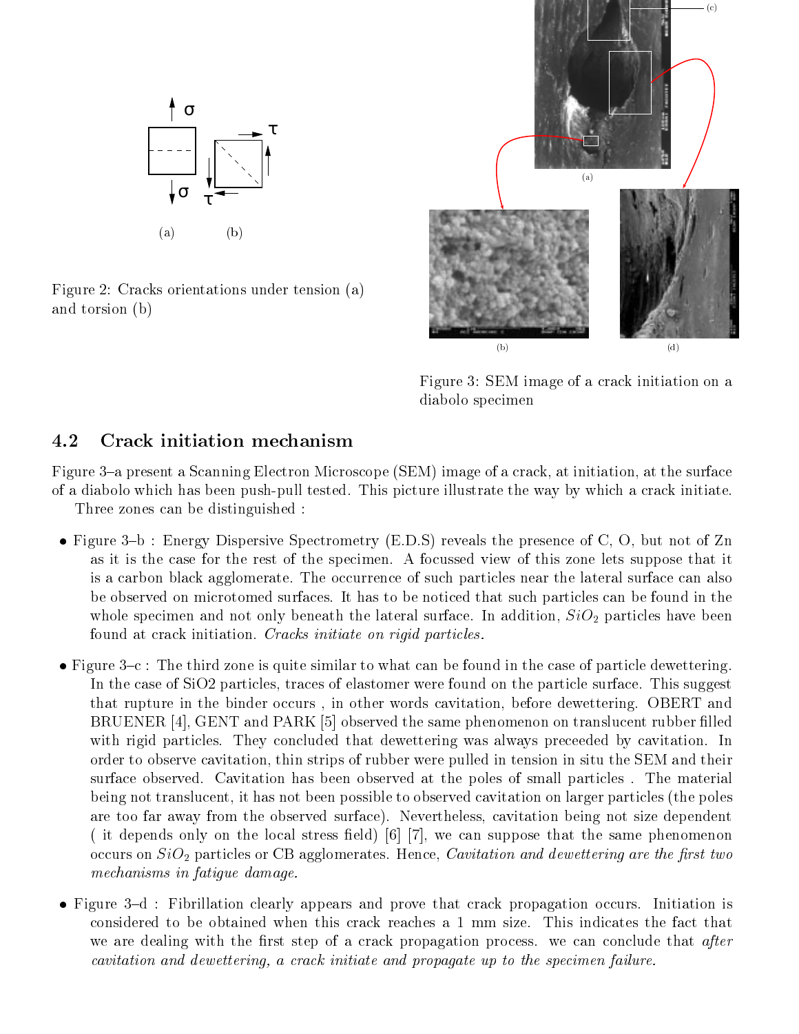Figure 2: Cracks orientations under tension (a) and torsion (b)

Figure 3: SEM image of a crack initiation on a diabolo specimen

### 4.2 Crack initiation mechanism

Figure 3–a present a Scanning Electron Microscope (SEM) image of a crack, at initiation, at the surface of a diabolo which has been push-pull tested. This picture illustrate the way by which a crack initiate.

Three zones can be distinguished :

- Figure 3–b : Energy Dispersive Spectrometry (E.D.S) reveals the presence of C, O, but not of Zn as it is the case for the rest of the specimen. A focussed view of this zone lets suppose that it is a carbon black agglomerate. The occurrence of such particles near the lateral surface can also be observed on microtomed surfaces. It has to be noticed that such particles can be found in the whole specimen and not only beneath the lateral surface. In addition, $SiO_2$ particles have been found at crack initiation. *Cracks initiate on rigid particles.*

- Figure 3–c : The third zone is quite similar to what can be found in the case of particle dewettering. In the case of SiO2 particles, traces of elastomer were found on the particle surface. This suggest that rupture in the binder occurs , in other words cavitation, before dewettering. OBERT and BRUENER [4], GENT and PARK [5] observed the same phenomenon on translucent rubber filled with rigid particles. They concluded that dewettering was always preceeded by cavitation. In order to observe cavitation, thin strips of rubber were pulled in tension in situ the SEM and their surface observed. Cavitation has been observed at the poles of small particles . The material being not translucent, it has not been possible to observed cavitation on larger particles (the poles are too far away from the observed surface). Nevertheless, cavitation being not size dependent ( it depends only on the local stress field) [6] [7], we can suppose that the same phenomenon occurs on $SiO_2$ particles or CB agglomerates. Hence, *Cavitation and dewettering are the first two mechanisms in fatigue damage.*

- Figure 3–d : Fibrillation clearly appears and prove that crack propagation occurs. Initiation is considered to be obtained when this crack reaches a 1 mm size. This indicates the fact that we are dealing with the first step of a crack propagation process. we can conclude that *after cavitation and dewettering, a crack initiate and propagate up to the specimen failure.*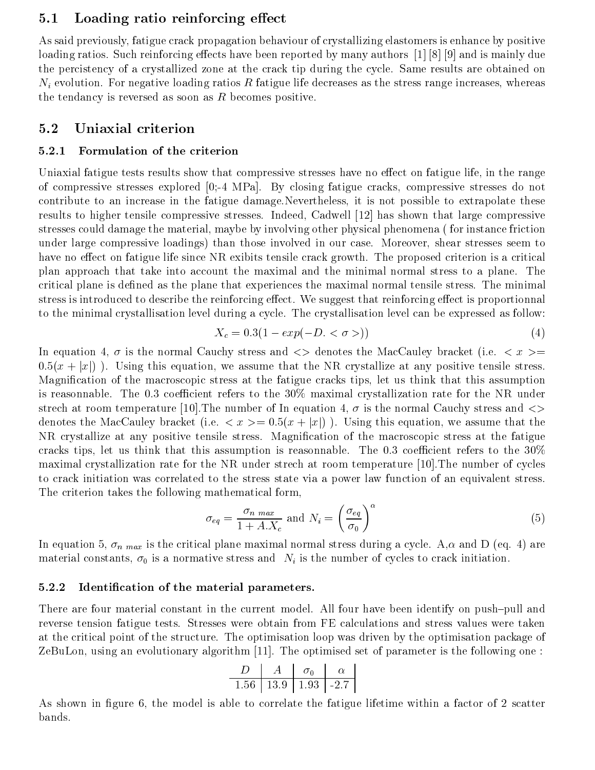## 5.1 Loading ratio reinforcing effect

As said previously, fatigue crack propagation behaviour of crystallizing elastomers is enhance by positive loading ratios. Such reinforcing effects have been reported by many authors [1] [8] [9] and is mainly due the percistency of a crystallized zone at the crack tip during the cycle. Same results are obtained on $N_i$ evolution. For negative loading ratios $R$ fatigue life decreases as the stress range increases, whereas the tendancy is reversed as soon as $R$ becomes positive.

## 5.2 Uniaxial criterion

### 5.2.1 Formulation of the criterion

Uniaxial fatigue tests results show that compressive stresses have no effect on fatigue life, in the range of compressive stresses explored [0;-4 MPa]. By closing fatigue cracks, compressive stresses do not contribute to an increase in the fatigue damage.Nevertheless, it is not possible to extrapolate these results to higher tensile compressive stresses. Indeed, Cadwell [12] has shown that large compressive stresses could damage the material, maybe by involving other physical phenomena ( for instance friction under large compressive loadings) than those involved in our case. Moreover, shear stresses seem to have no effect on fatigue life since NR exibits tensile crack growth. The proposed criterion is a critical plan approach that take into account the maximal and the minimal normal stress to a plane. The critical plane is defined as the plane that experiences the maximal normal tensile stress. The minimal stress is introduced to describe the reinforcing effect. We suggest that reinforcing effect is proportionnal to the minimal crystallisation level during a cycle. The crystallisation level can be expressed as follow:

$$X_c = 0.3(1 - exp(-D. < \sigma >)) \tag{4}$$

In equation 4, $\sigma$ is the normal Cauchy stress and $<>$ denotes the MacCauley bracket (i.e. $< x >= 0.5(x + |x|)$ ). Using this equation, we assume that the NR crystallize at any positive tensile stress. Magnification of the macroscopic stress at the fatigue cracks tips, let us think that this assumption is reasonnable. The 0.3 coefficient refers to the 30% maximal crystallization rate for the NR under strech at room temperature [10].The number of In equation 4, $\sigma$ is the normal Cauchy stress and $<>$ denotes the MacCauley bracket (i.e. $< x >= 0.5(x + |x|)$ ). Using this equation, we assume that the NR crystallize at any positive tensile stress. Magnification of the macroscopic stress at the fatigue cracks tips, let us think that this assumption is reasonnable. The 0.3 coefficient refers to the 30% maximal crystallization rate for the NR under strech at room temperature [10].The number of cycles to crack initiation was correlated to the stress state via a power law function of an equivalent stress. The criterion takes the following mathematical form,

$$\sigma_{eq} = \frac{\sigma_{n\ max}}{1 + A.X_c} \text{ and } N_i = \left(\frac{\sigma_{eq}}{\sigma_0}\right)^{\alpha} \tag{5}$$

In equation 5, $\sigma_{n\ max}$ is the critical plane maximal normal stress during a cycle. A,$\alpha$ and D (eq. 4) are material constants, $\sigma_0$ is a normative stress and $N_i$ is the number of cycles to crack initiation.

### 5.2.2 Identification of the material parameters.

There are four material constant in the current model. All four have been identify on push–pull and reverse tension fatigue tests. Stresses were obtain from FE calculations and stress values were taken at the critical point of the structure. The optimisation loop was driven by the optimisation package of ZeBuLon, using an evolutionary algorithm [11]. The optimised set of parameter is the following one :

| $D$ | $A$ | $\sigma_0$ | $\alpha$ |
|---|---|---|---|
| 1.56 | 13.9 | 1.93 | -2.7 |

As shown in figure 6, the model is able to correlate the fatigue lifetime within a factor of 2 scatter bands.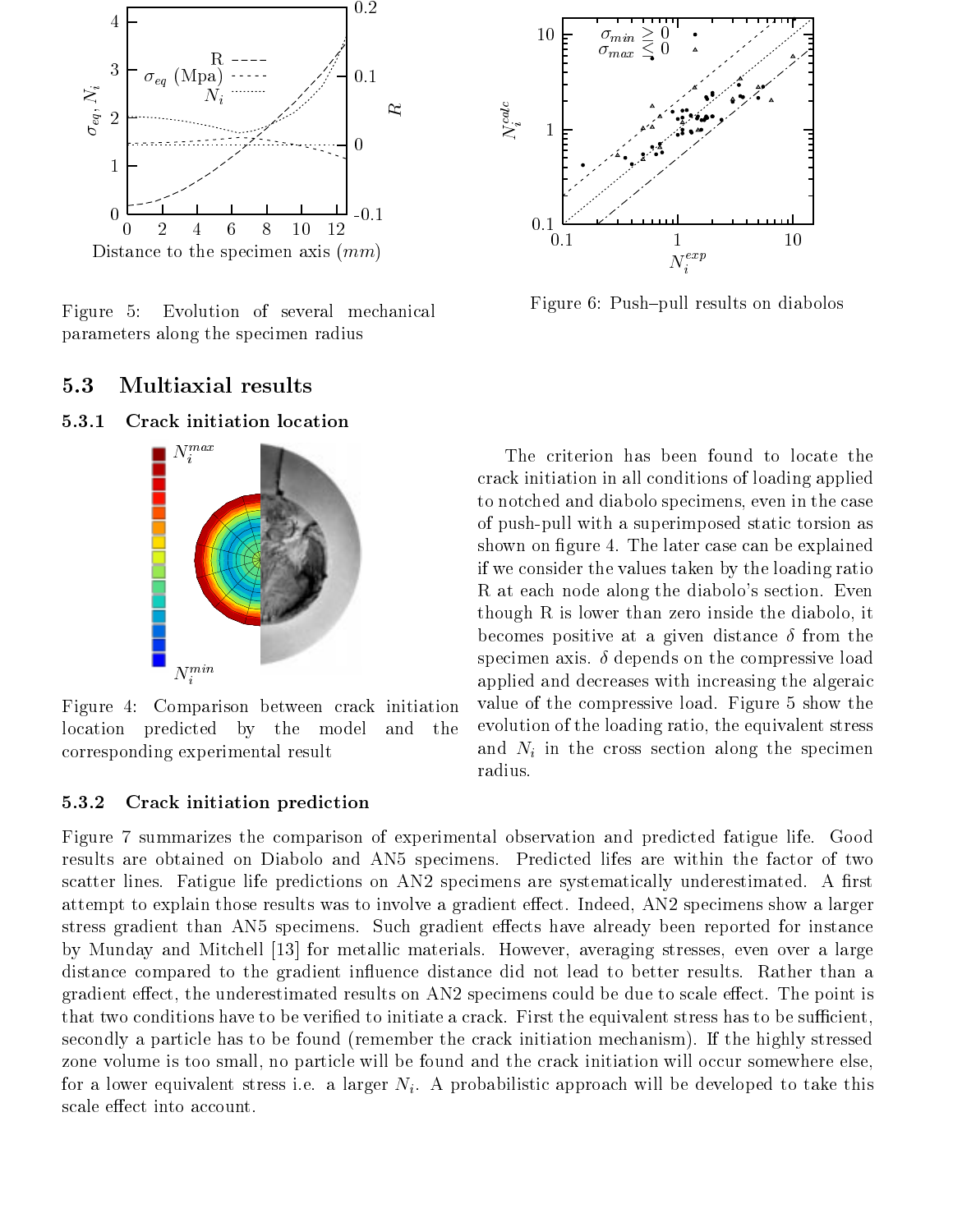Figure 5: Evolution of several mechanical parameters along the specimen radius

Figure 6: Push–pull results on diabolos

### 5.3 Multiaxial results

#### 5.3.1 Crack initiation location

Figure 4: Comparison between crack initiation location predicted by the model and the corresponding experimental result

The criterion has been found to locate the crack initiation in all conditions of loading applied to notched and diabolo specimens, even in the case of push-pull with a superimposed static torsion as shown on figure 4. The later case can be explained if we consider the values taken by the loading ratio R at each node along the diabolo's section. Even though R is lower than zero inside the diabolo, it becomes positive at a given distance $\delta$ from the specimen axis. $\delta$ depends on the compressive load applied and decreases with increasing the algeraic value of the compressive load. Figure 5 show the evolution of the loading ratio, the equivalent stress and $N_i$ in the cross section along the specimen radius.

#### 5.3.2 Crack initiation prediction

Figure 7 summarizes the comparison of experimental observation and predicted fatigue life. Good results are obtained on Diabolo and AN5 specimens. Predicted lifes are within the factor of two scatter lines. Fatigue life predictions on AN2 specimens are systematically underestimated. A first attempt to explain those results was to involve a gradient effect. Indeed, AN2 specimens show a larger stress gradient than AN5 specimens. Such gradient effects have already been reported for instance by Munday and Mitchell [13] for metallic materials. However, averaging stresses, even over a large distance compared to the gradient influence distance did not lead to better results. Rather than a gradient effect, the underestimated results on AN2 specimens could be due to scale effect. The point is that two conditions have to be verified to initiate a crack. First the equivalent stress has to be sufficient, secondly a particle has to be found (remember the crack initiation mechanism). If the highly stressed zone volume is too small, no particle will be found and the crack initiation will occur somewhere else, for a lower equivalent stress i.e. a larger $N_i$. A probabilistic approach will be developed to take this scale effect into account.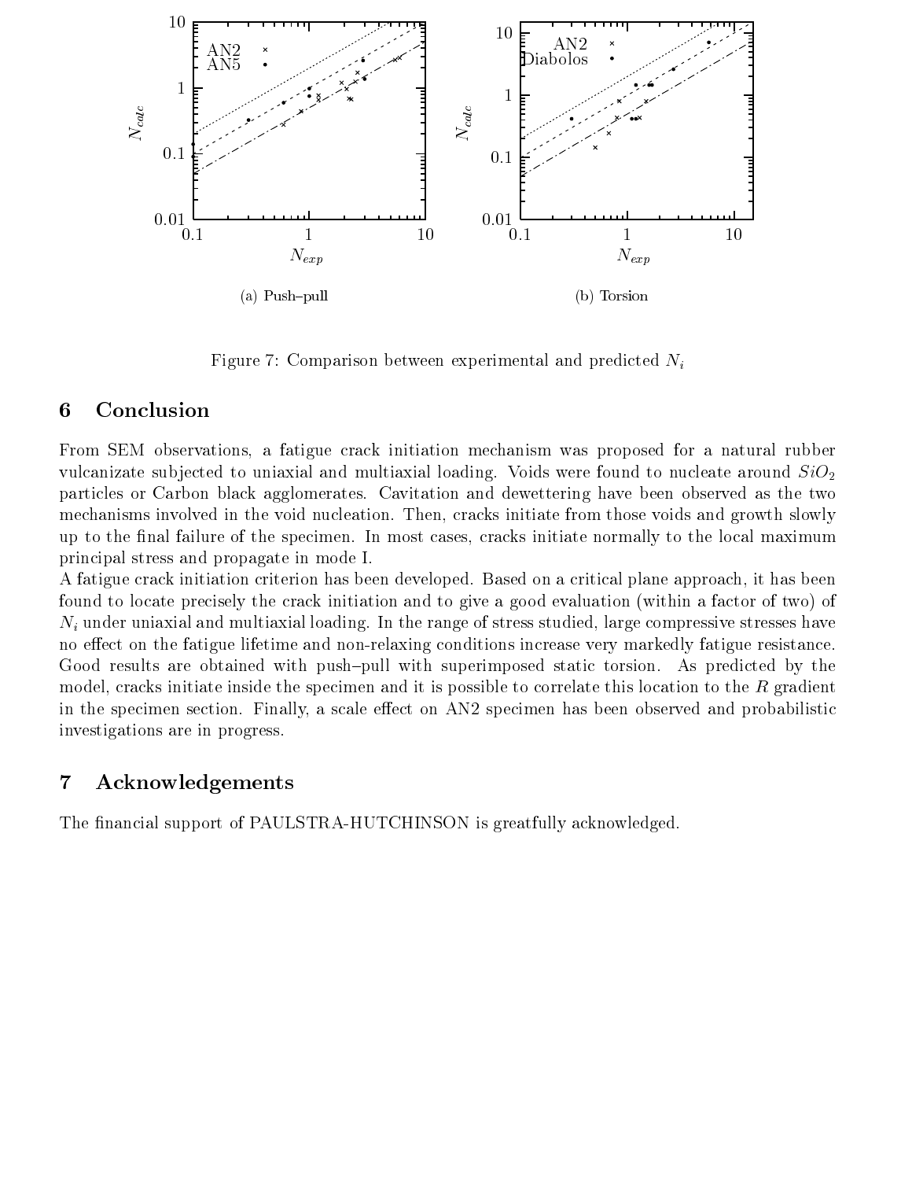(a) Push–pull

(b) Torsion

Figure 7: Comparison between experimental and predicted $N_i$

## 6 Conclusion

From SEM observations, a fatigue crack initiation mechanism was proposed for a natural rubber vulcanizate subjected to uniaxial and multiaxial loading. Voids were found to nucleate around $SiO_2$ particles or Carbon black agglomerates. Cavitation and dewettering have been observed as the two mechanisms involved in the void nucleation. Then, cracks initiate from those voids and growth slowly up to the final failure of the specimen. In most cases, cracks initiate normally to the local maximum principal stress and propagate in mode I.

A fatigue crack initiation criterion has been developed. Based on a critical plane approach, it has been found to locate precisely the crack initiation and to give a good evaluation (within a factor of two) of $N_i$ under uniaxial and multiaxial loading. In the range of stress studied, large compressive stresses have no effect on the fatigue lifetime and non-relaxing conditions increase very markedly fatigue resistance. Good results are obtained with push–pull with superimposed static torsion. As predicted by the model, cracks initiate inside the specimen and it is possible to correlate this location to the $R$ gradient in the specimen section. Finally, a scale effect on AN2 specimen has been observed and probabilistic investigations are in progress.

## 7 Acknowledgements

The financial support of PAULSTRA-HUTCHINSON is greatfully acknowledged.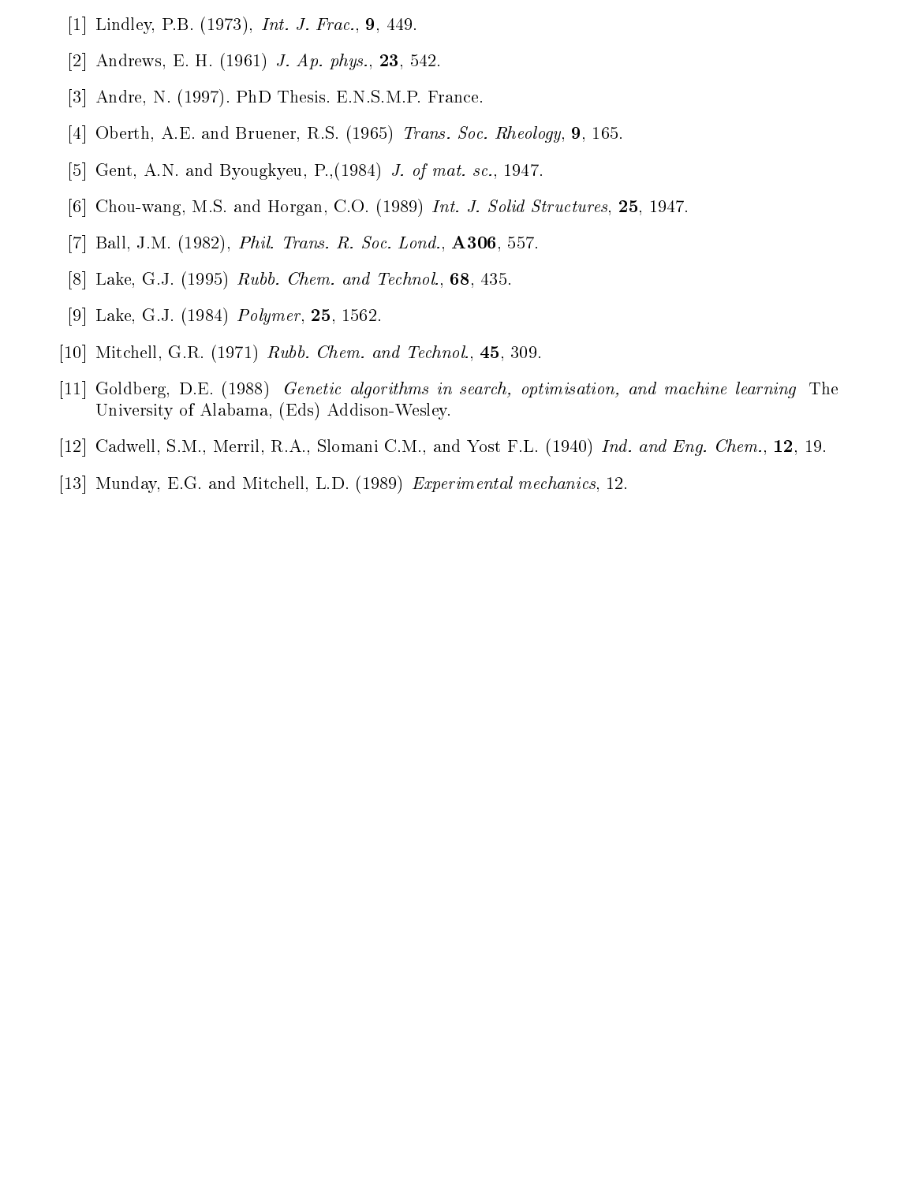[1] Lindley, P.B. (1973), *Int. J. Frac.*, **9**, 449.

[2] Andrews, E. H. (1961) *J. Ap. phys.*, **23**, 542.

[3] Andre, N. (1997). PhD Thesis. E.N.S.M.P. France.

[4] Oberth, A.E. and Bruener, R.S. (1965) *Trans. Soc. Rheology*, **9**, 165.

[5] Gent, A.N. and Byougkyeu, P.,(1984) *J. of mat. sc.*, 1947.

[6] Chou-wang, M.S. and Horgan, C.O. (1989) *Int. J. Solid Structures*, **25**, 1947.

[7] Ball, J.M. (1982), *Phil. Trans. R. Soc. Lond.*, **A306**, 557.

[8] Lake, G.J. (1995) *Rubb. Chem. and Technol.*, **68**, 435.

[9] Lake, G.J. (1984) *Polymer*, **25**, 1562.

[10] Mitchell, G.R. (1971) *Rubb. Chem. and Technol.*, **45**, 309.

[11] Goldberg, D.E. (1988) *Genetic algorithms in search, optimisation, and machine learning* The University of Alabama, (Eds) Addison-Wesley.

[12] Cadwell, S.M., Merril, R.A., Slomani C.M., and Yost F.L. (1940) *Ind. and Eng. Chem.*, **12**, 19.

[13] Munday, E.G. and Mitchell, L.D. (1989) *Experimental mechanics*, 12.